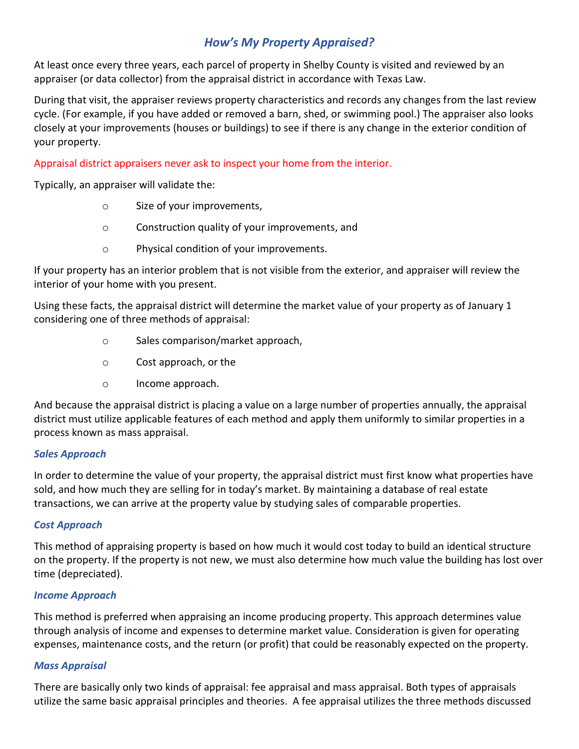# *How's My Property Appraised?*

At least once every three years, each parcel of property in Shelby County is visited and reviewed by an appraiser (or data collector) from the appraisal district in accordance with Texas Law.

During that visit, the appraiser reviews property characteristics and records any changes from the last review cycle. (For example, if you have added or removed a barn, shed, or swimming pool.) The appraiser also looks closely at your improvements (houses or buildings) to see if there is any change in the exterior condition of your property.

Appraisal district appraisers never ask to inspect your home from the interior.

Typically, an appraiser will validate the:

- Size of your improvements,
- Construction quality of your improvements, and
- Physical condition of your improvements.

If your property has an interior problem that is not visible from the exterior, and appraiser will review the interior of your home with you present.

Using these facts, the appraisal district will determine the market value of your property as of January 1 considering one of three methods of appraisal:

- Sales comparison/market approach,
- Cost approach, or the
- Income approach.

And because the appraisal district is placing a value on a large number of properties annually, the appraisal district must utilize applicable features of each method and apply them uniformly to similar properties in a process known as mass appraisal.

### *Sales Approach*

In order to determine the value of your property, the appraisal district must first know what properties have sold, and how much they are selling for in today's market. By maintaining a database of real estate transactions, we can arrive at the property value by studying sales of comparable properties.

### *Cost Approach*

This method of appraising property is based on how much it would cost today to build an identical structure on the property. If the property is not new, we must also determine how much value the building has lost over time (depreciated).

### *Income Approach*

This method is preferred when appraising an income producing property. This approach determines value through analysis of income and expenses to determine market value. Consideration is given for operating expenses, maintenance costs, and the return (or profit) that could be reasonably expected on the property.

### *Mass Appraisal*

There are basically only two kinds of appraisal: fee appraisal and mass appraisal. Both types of appraisals utilize the same basic appraisal principles and theories. A fee appraisal utilizes the three methods discussed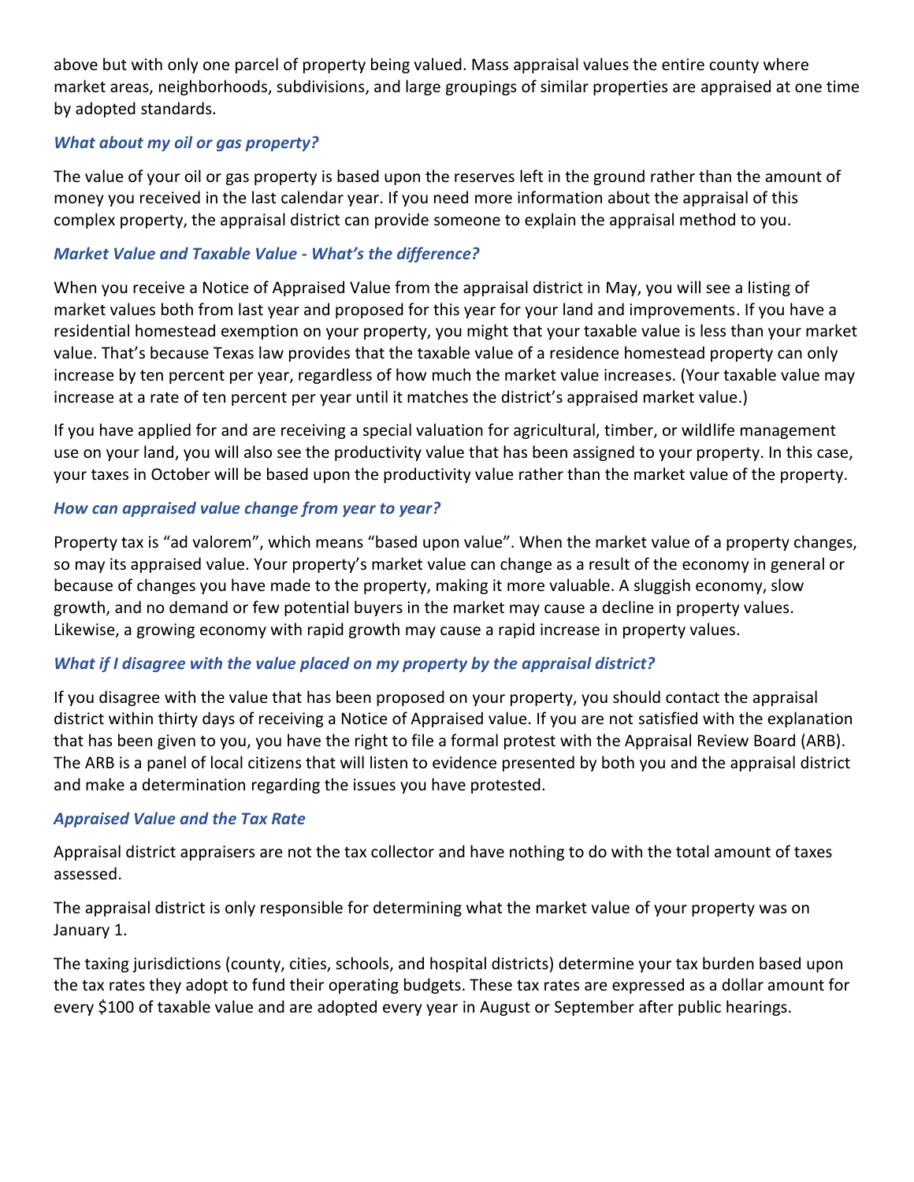above but with only one parcel of property being valued. Mass appraisal values the entire county where market areas, neighborhoods, subdivisions, and large groupings of similar properties are appraised at one time by adopted standards.

### *What about my oil or gas property?*

The value of your oil or gas property is based upon the reserves left in the ground rather than the amount of money you received in the last calendar year. If you need more information about the appraisal of this complex property, the appraisal district can provide someone to explain the appraisal method to you.

### *Market Value and Taxable Value - What's the difference?*

When you receive a Notice of Appraised Value from the appraisal district in May, you will see a listing of market values both from last year and proposed for this year for your land and improvements. If you have a residential homestead exemption on your property, you might that your taxable value is less than your market value. That's because Texas law provides that the taxable value of a residence homestead property can only increase by ten percent per year, regardless of how much the market value increases. (Your taxable value may increase at a rate of ten percent per year until it matches the district's appraised market value.)

If you have applied for and are receiving a special valuation for agricultural, timber, or wildlife management use on your land, you will also see the productivity value that has been assigned to your property. In this case, your taxes in October will be based upon the productivity value rather than the market value of the property.

### *How can appraised value change from year to year?*

Property tax is "ad valorem", which means "based upon value". When the market value of a property changes, so may its appraised value. Your property's market value can change as a result of the economy in general or because of changes you have made to the property, making it more valuable. A sluggish economy, slow growth, and no demand or few potential buyers in the market may cause a decline in property values. Likewise, a growing economy with rapid growth may cause a rapid increase in property values.

### *What if I disagree with the value placed on my property by the appraisal district?*

If you disagree with the value that has been proposed on your property, you should contact the appraisal district within thirty days of receiving a Notice of Appraised value. If you are not satisfied with the explanation that has been given to you, you have the right to file a formal protest with the Appraisal Review Board (ARB). The ARB is a panel of local citizens that will listen to evidence presented by both you and the appraisal district and make a determination regarding the issues you have protested.

### *Appraised Value and the Tax Rate*

Appraisal district appraisers are not the tax collector and have nothing to do with the total amount of taxes assessed.

The appraisal district is only responsible for determining what the market value of your property was on January 1.

The taxing jurisdictions (county, cities, schools, and hospital districts) determine your tax burden based upon the tax rates they adopt to fund their operating budgets. These tax rates are expressed as a dollar amount for every $100 of taxable value and are adopted every year in August or September after public hearings.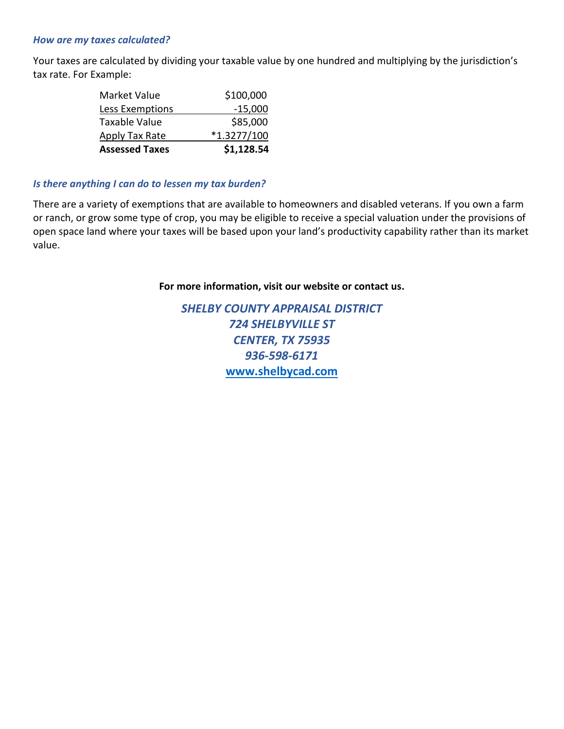### *How are my taxes calculated?*

Your taxes are calculated by dividing your taxable value by one hundred and multiplying by the jurisdiction's tax rate. For Example:

| | |
|---|---|
| Market Value | $100,000 |
| Less Exemptions | -15,000 |
| Taxable Value | $85,000 |
| Apply Tax Rate | *1.3277/100 |
| **Assessed Taxes** | **$1,128.54** |

### *Is there anything I can do to lessen my tax burden?*

There are a variety of exemptions that are available to homeowners and disabled veterans. If you own a farm or ranch, or grow some type of crop, you may be eligible to receive a special valuation under the provisions of open space land where your taxes will be based upon your land's productivity capability rather than its market value.

**For more information, visit our website or contact us.**

***SHELBY COUNTY APPRAISAL DISTRICT***
***724 SHELBYVILLE ST***
***CENTER, TX 75935***
***936-598-6171***
**www.shelbycad.com**